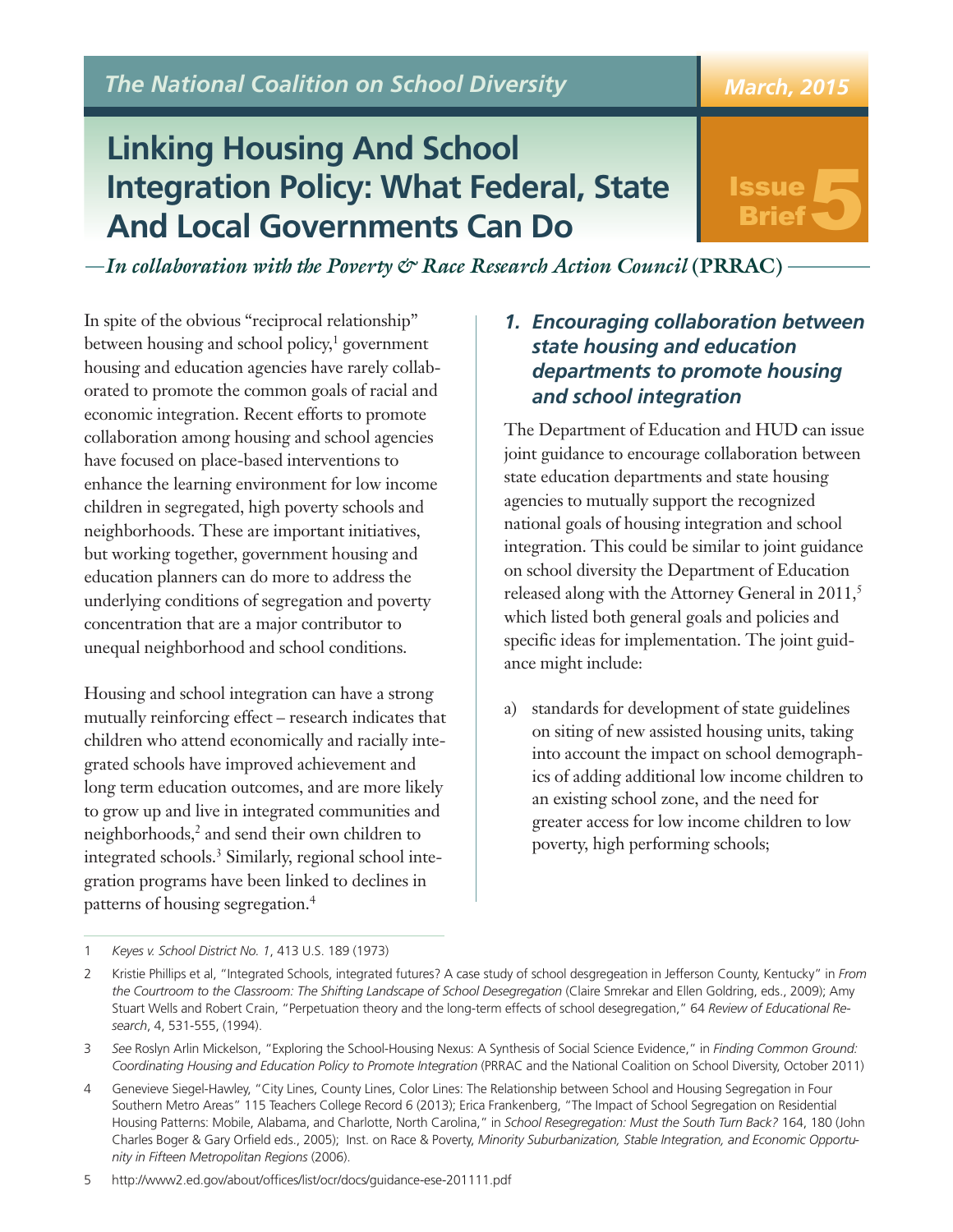The National Coalition on School Diversity

March, 2015

# Linking Housing And School Integration Policy: What Federal, State And Local Governments Can Do

Issue Brief 5

*—In collaboration with the Poverty & Race Research Action Council* **(PRRAC)**

In spite of the obvious "reciprocal relationship" between housing and school policy,[1] government housing and education agencies have rarely collaborated to promote the common goals of racial and economic integration. Recent efforts to promote collaboration among housing and school agencies have focused on place-based interventions to enhance the learning environment for low income children in segregated, high poverty schools and neighborhoods. These are important initiatives, but working together, government housing and education planners can do more to address the underlying conditions of segregation and poverty concentration that are a major contributor to unequal neighborhood and school conditions.

Housing and school integration can have a strong mutually reinforcing effect – research indicates that children who attend economically and racially integrated schools have improved achievement and long term education outcomes, and are more likely to grow up and live in integrated communities and neighborhoods,[2] and send their own children to integrated schools.[3] Similarly, regional school integration programs have been linked to declines in patterns of housing segregation.[4]

## *1. Encouraging collaboration between state housing and education departments to promote housing and school integration*

The Department of Education and HUD can issue joint guidance to encourage collaboration between state education departments and state housing agencies to mutually support the recognized national goals of housing integration and school integration. This could be similar to joint guidance on school diversity the Department of Education released along with the Attorney General in 2011,[5] which listed both general goals and policies and specific ideas for implementation. The joint guidance might include:

a) standards for development of state guidelines on siting of new assisted housing units, taking into account the impact on school demographics of adding additional low income children to an existing school zone, and the need for greater access for low income children to low poverty, high performing schools;

---

1 *Keyes v. School District No. 1*, 413 U.S. 189 (1973)

2 Kristie Phillips et al, "Integrated Schools, integrated futures? A case study of school desgregeation in Jefferson County, Kentucky" in *From the Courtroom to the Classroom: The Shifting Landscape of School Desegregation* (Claire Smrekar and Ellen Goldring, eds., 2009); Amy Stuart Wells and Robert Crain, "Perpetuation theory and the long-term effects of school desegregation," 64 *Review of Educational Research*, 4, 531-555, (1994).

3 *See* Roslyn Arlin Mickelson, "Exploring the School-Housing Nexus: A Synthesis of Social Science Evidence," in *Finding Common Ground: Coordinating Housing and Education Policy to Promote Integration* (PRRAC and the National Coalition on School Diversity, October 2011)

4 Genevieve Siegel-Hawley, "City Lines, County Lines, Color Lines: The Relationship between School and Housing Segregation in Four Southern Metro Areas" 115 Teachers College Record 6 (2013); Erica Frankenberg, "The Impact of School Segregation on Residential Housing Patterns: Mobile, Alabama, and Charlotte, North Carolina," in *School Resegregation: Must the South Turn Back?* 164, 180 (John Charles Boger & Gary Orfield eds., 2005); Inst. on Race & Poverty, *Minority Suburbanization, Stable Integration, and Economic Opportunity in Fifteen Metropolitan Regions* (2006).

5 http://www2.ed.gov/about/offices/list/ocr/docs/guidance-ese-201111.pdf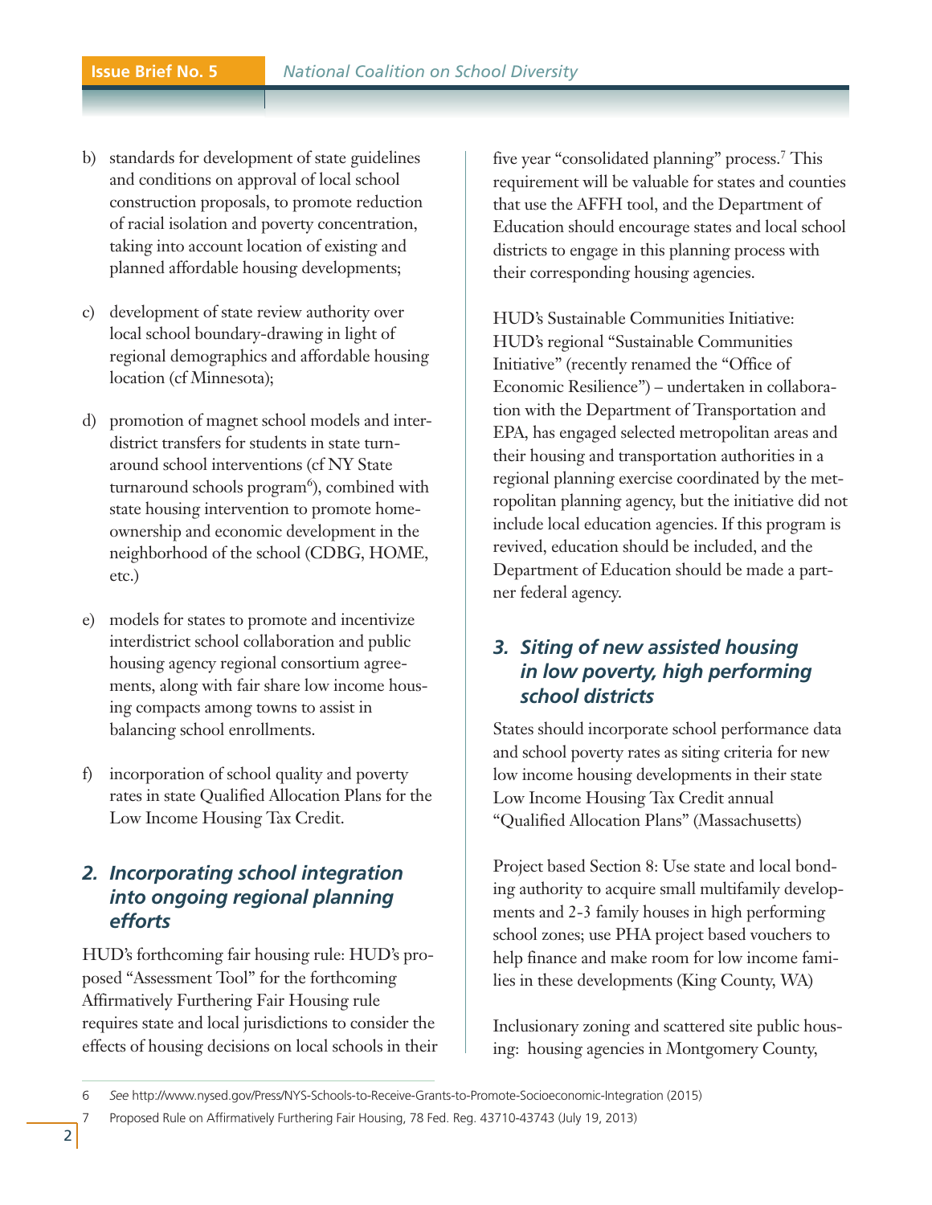b) standards for development of state guidelines and conditions on approval of local school construction proposals, to promote reduction of racial isolation and poverty concentration, taking into account location of existing and planned affordable housing developments;

c) development of state review authority over local school boundary-drawing in light of regional demographics and affordable housing location (cf Minnesota);

d) promotion of magnet school models and inter-district transfers for students in state turnaround school interventions (cf NY State turnaround schools program[6]), combined with state housing intervention to promote homeownership and economic development in the neighborhood of the school (CDBG, HOME, etc.)

e) models for states to promote and incentivize interdistrict school collaboration and public housing agency regional consortium agreements, along with fair share low income housing compacts among towns to assist in balancing school enrollments.

f) incorporation of school quality and poverty rates in state Qualified Allocation Plans for the Low Income Housing Tax Credit.

## *2. Incorporating school integration into ongoing regional planning efforts*

HUD's forthcoming fair housing rule: HUD's proposed "Assessment Tool" for the forthcoming Affirmatively Furthering Fair Housing rule requires state and local jurisdictions to consider the effects of housing decisions on local schools in their five year "consolidated planning" process.[7] This requirement will be valuable for states and counties that use the AFFH tool, and the Department of Education should encourage states and local school districts to engage in this planning process with their corresponding housing agencies.

HUD's Sustainable Communities Initiative: HUD's regional "Sustainable Communities Initiative" (recently renamed the "Office of Economic Resilience") – undertaken in collaboration with the Department of Transportation and EPA, has engaged selected metropolitan areas and their housing and transportation authorities in a regional planning exercise coordinated by the metropolitan planning agency, but the initiative did not include local education agencies. If this program is revived, education should be included, and the Department of Education should be made a partner federal agency.

## *3. Siting of new assisted housing in low poverty, high performing school districts*

States should incorporate school performance data and school poverty rates as siting criteria for new low income housing developments in their state Low Income Housing Tax Credit annual "Qualified Allocation Plans" (Massachusetts)

Project based Section 8: Use state and local bonding authority to acquire small multifamily developments and 2-3 family houses in high performing school zones; use PHA project based vouchers to help finance and make room for low income families in these developments (King County, WA)

Inclusionary zoning and scattered site public housing: housing agencies in Montgomery County,

---

6 *See* http://www.nysed.gov/Press/NYS-Schools-to-Receive-Grants-to-Promote-Socioeconomic-Integration (2015)

7 Proposed Rule on Affirmatively Furthering Fair Housing, 78 Fed. Reg. 43710-43743 (July 19, 2013)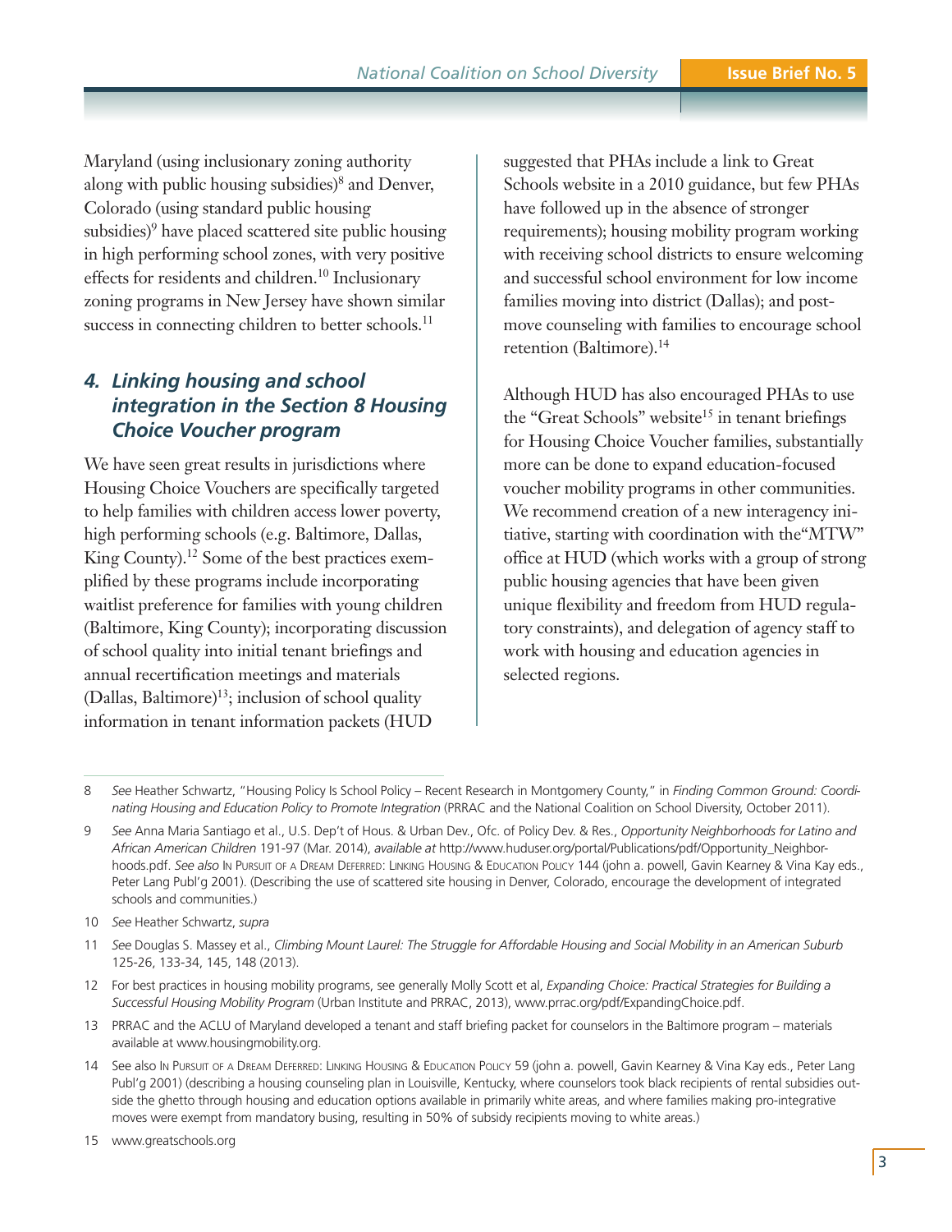Maryland (using inclusionary zoning authority along with public housing subsidies)[8] and Denver, Colorado (using standard public housing subsidies)[9] have placed scattered site public housing in high performing school zones, with very positive effects for residents and children.[10] Inclusionary zoning programs in New Jersey have shown similar success in connecting children to better schools.[11]

## *4. Linking housing and school integration in the Section 8 Housing Choice Voucher program*

We have seen great results in jurisdictions where Housing Choice Vouchers are specifically targeted to help families with children access lower poverty, high performing schools (e.g. Baltimore, Dallas, King County).[12] Some of the best practices exemplified by these programs include incorporating waitlist preference for families with young children (Baltimore, King County); incorporating discussion of school quality into initial tenant briefings and annual recertification meetings and materials (Dallas, Baltimore)[13]; inclusion of school quality information in tenant information packets (HUD suggested that PHAs include a link to Great Schools website in a 2010 guidance, but few PHAs have followed up in the absence of stronger requirements); housing mobility program working with receiving school districts to ensure welcoming and successful school environment for low income families moving into district (Dallas); and post-move counseling with families to encourage school retention (Baltimore).[14]

Although HUD has also encouraged PHAs to use the "Great Schools" website[15] in tenant briefings for Housing Choice Voucher families, substantially more can be done to expand education-focused voucher mobility programs in other communities. We recommend creation of a new interagency initiative, starting with coordination with the"MTW" office at HUD (which works with a group of strong public housing agencies that have been given unique flexibility and freedom from HUD regulatory constraints), and delegation of agency staff to work with housing and education agencies in selected regions.

---

8 *See* Heather Schwartz, "Housing Policy Is School Policy – Recent Research in Montgomery County," in *Finding Common Ground: Coordinating Housing and Education Policy to Promote Integration* (PRRAC and the National Coalition on School Diversity, October 2011).

9 *See* Anna Maria Santiago et al., U.S. Dep't of Hous. & Urban Dev., Ofc. of Policy Dev. & Res., *Opportunity Neighborhoods for Latino and African American Children* 191-97 (Mar. 2014), *available at* http://www.huduser.org/portal/Publications/pdf/Opportunity_Neighborhoods.pdf. *See also* In Pursuit of a Dream Deferred: Linking Housing & Education Policy 144 (john a. powell, Gavin Kearney & Vina Kay eds., Peter Lang Publ'g 2001). (Describing the use of scattered site housing in Denver, Colorado, encourage the development of integrated schools and communities.)

10 *See* Heather Schwartz, *supra*

11 *See* Douglas S. Massey et al., *Climbing Mount Laurel: The Struggle for Affordable Housing and Social Mobility in an American Suburb* 125-26, 133-34, 145, 148 (2013).

12 For best practices in housing mobility programs, see generally Molly Scott et al, *Expanding Choice: Practical Strategies for Building a Successful Housing Mobility Program* (Urban Institute and PRRAC, 2013), www.prrac.org/pdf/ExpandingChoice.pdf.

13 PRRAC and the ACLU of Maryland developed a tenant and staff briefing packet for counselors in the Baltimore program – materials available at www.housingmobility.org.

14 See also In Pursuit of a Dream Deferred: Linking Housing & Education Policy 59 (john a. powell, Gavin Kearney & Vina Kay eds., Peter Lang Publ'g 2001) (describing a housing counseling plan in Louisville, Kentucky, where counselors took black recipients of rental subsidies outside the ghetto through housing and education options available in primarily white areas, and where families making pro-integrative moves were exempt from mandatory busing, resulting in 50% of subsidy recipients moving to white areas.)

15 www.greatschools.org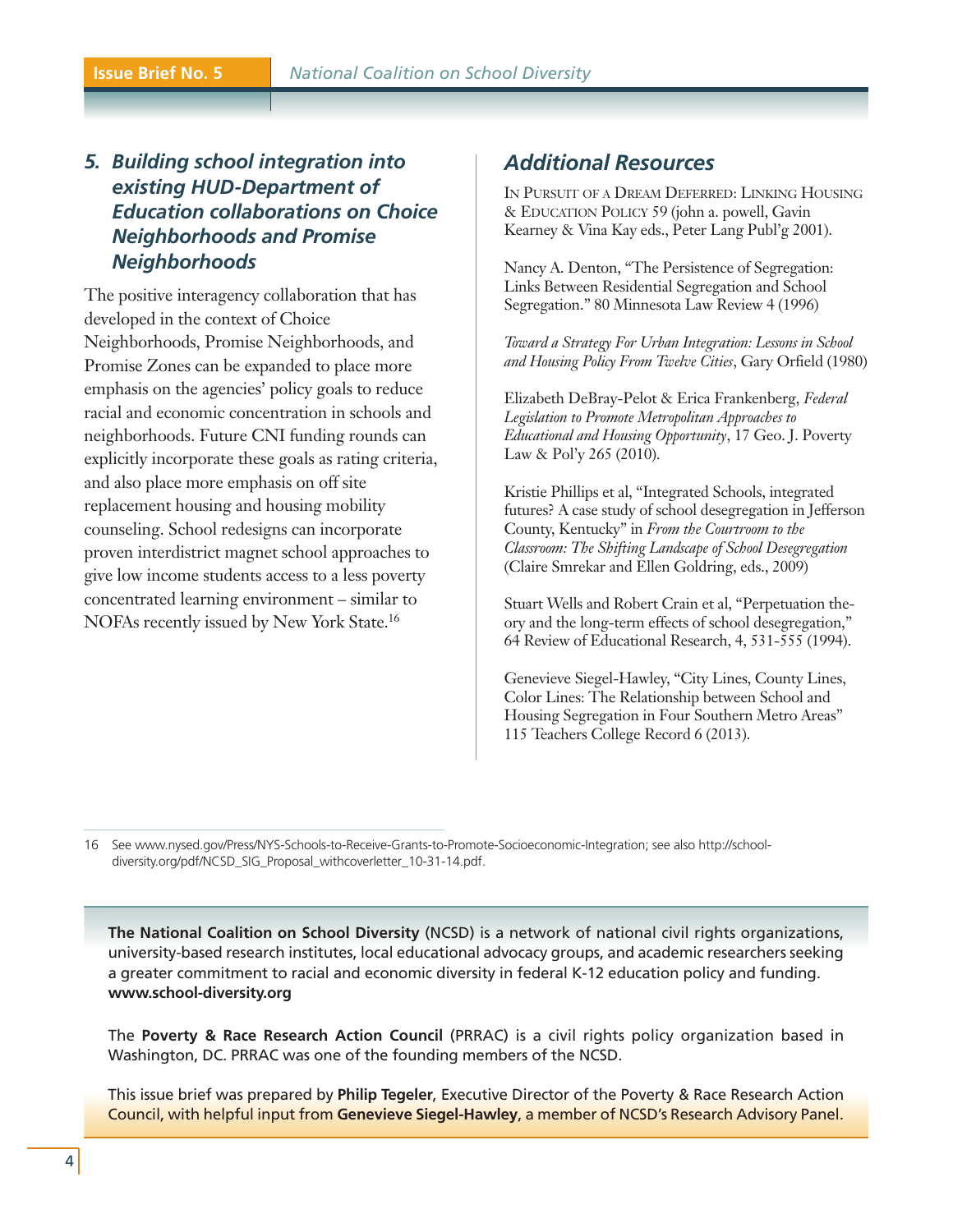### 5. Building school integration into existing HUD-Department of Education collaborations on Choice Neighborhoods and Promise Neighborhoods

The positive interagency collaboration that has developed in the context of Choice Neighborhoods, Promise Neighborhoods, and Promise Zones can be expanded to place more emphasis on the agencies' policy goals to reduce racial and economic concentration in schools and neighborhoods. Future CNI funding rounds can explicitly incorporate these goals as rating criteria, and also place more emphasis on off site replacement housing and housing mobility counseling. School redesigns can incorporate proven interdistrict magnet school approaches to give low income students access to a less poverty concentrated learning environment – similar to NOFAs recently issued by New York State.[16]

## Additional Resources

In Pursuit of a Dream Deferred: Linking Housing & Education Policy 59 (john a. powell, Gavin Kearney & Vina Kay eds., Peter Lang Publ'g 2001).

Nancy A. Denton, "The Persistence of Segregation: Links Between Residential Segregation and School Segregation." 80 Minnesota Law Review 4 (1996)

*Toward a Strategy For Urban Integration: Lessons in School and Housing Policy From Twelve Cities*, Gary Orfield (1980)

Elizabeth DeBray-Pelot & Erica Frankenberg, *Federal Legislation to Promote Metropolitan Approaches to Educational and Housing Opportunity*, 17 Geo. J. Poverty Law & Pol'y 265 (2010).

Kristie Phillips et al, "Integrated Schools, integrated futures? A case study of school desegregation in Jefferson County, Kentucky" in *From the Courtroom to the Classroom: The Shifting Landscape of School Desegregation* (Claire Smrekar and Ellen Goldring, eds., 2009)

Stuart Wells and Robert Crain et al, "Perpetuation theory and the long-term effects of school desegregation," 64 Review of Educational Research, 4, 531-555 (1994).

Genevieve Siegel-Hawley, "City Lines, County Lines, Color Lines: The Relationship between School and Housing Segregation in Four Southern Metro Areas" 115 Teachers College Record 6 (2013).

---

16 See www.nysed.gov/Press/NYS-Schools-to-Receive-Grants-to-Promote-Socioeconomic-Integration; see also http://school-diversity.org/pdf/NCSD_SIG_Proposal_withcoverletter_10-31-14.pdf.

---

**The National Coalition on School Diversity** (NCSD) is a network of national civil rights organizations, university-based research institutes, local educational advocacy groups, and academic researchers seeking a greater commitment to racial and economic diversity in federal K-12 education policy and funding. **www.school-diversity.org**

The **Poverty & Race Research Action Council** (PRRAC) is a civil rights policy organization based in Washington, DC. PRRAC was one of the founding members of the NCSD.

This issue brief was prepared by **Philip Tegeler**, Executive Director of the Poverty & Race Research Action Council, with helpful input from **Genevieve Siegel-Hawley**, a member of NCSD's Research Advisory Panel.